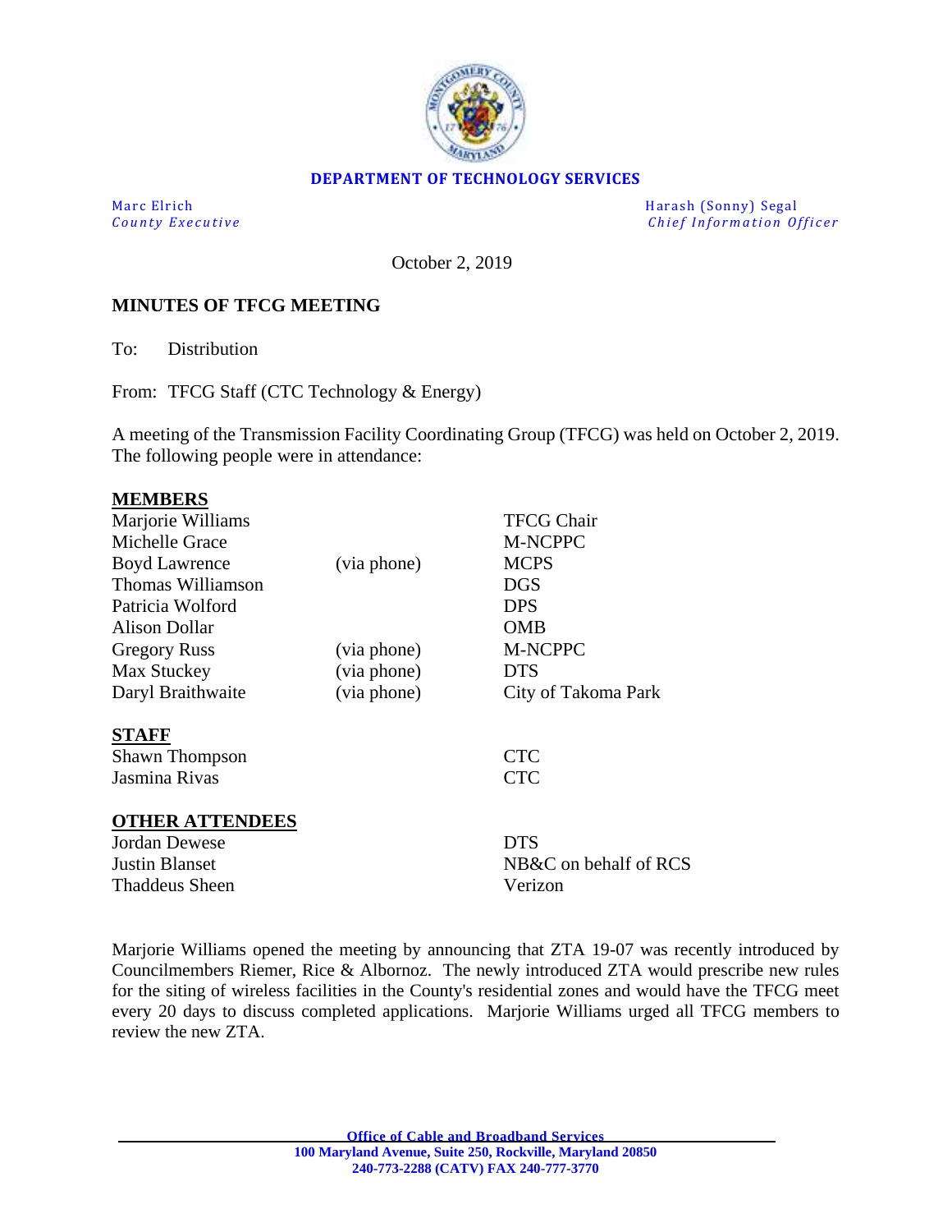**DEPARTMENT OF TECHNOLOGY SERVICES**

Marc Elrich
*County Executive*

Harash (Sonny) Segal
*Chief Information Officer*

October 2, 2019

**MINUTES OF TFCG MEETING**

To: Distribution

From: TFCG Staff (CTC Technology & Energy)

A meeting of the Transmission Facility Coordinating Group (TFCG) was held on October 2, 2019. The following people were in attendance:

**MEMBERS**

| | | |
|---|---|---|
| Marjorie Williams | | TFCG Chair |
| Michelle Grace | | M-NCPPC |
| Boyd Lawrence | (via phone) | MCPS |
| Thomas Williamson | | DGS |
| Patricia Wolford | | DPS |
| Alison Dollar | | OMB |
| Gregory Russ | (via phone) | M-NCPPC |
| Max Stuckey | (via phone) | DTS |
| Daryl Braithwaite | (via phone) | City of Takoma Park |

**STAFF**

| | |
|---|---|
| Shawn Thompson | CTC |
| Jasmina Rivas | CTC |

**OTHER ATTENDEES**

| | |
|---|---|
| Jordan Dewese | DTS |
| Justin Blanset | NB&C on behalf of RCS |
| Thaddeus Sheen | Verizon |

Marjorie Williams opened the meeting by announcing that ZTA 19-07 was recently introduced by Councilmembers Riemer, Rice & Albornoz. The newly introduced ZTA would prescribe new rules for the siting of wireless facilities in the County's residential zones and would have the TFCG meet every 20 days to discuss completed applications. Marjorie Williams urged all TFCG members to review the new ZTA.

**Office of Cable and Broadband Services**
**100 Maryland Avenue, Suite 250, Rockville, Maryland 20850**
**240-773-2288 (CATV) FAX 240-777-3770**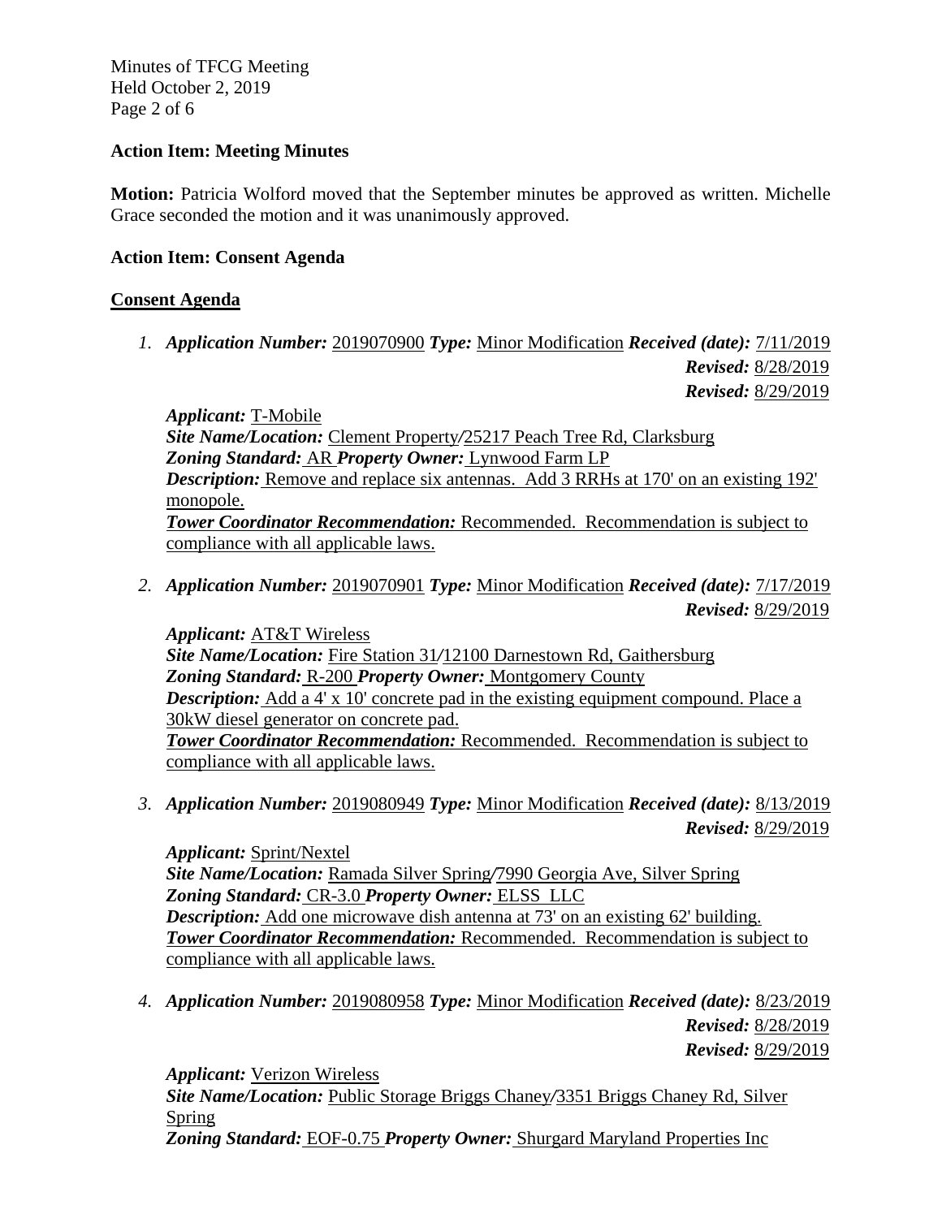**Action Item: Meeting Minutes**

**Motion:** Patricia Wolford moved that the September minutes be approved as written. Michelle Grace seconded the motion and it was unanimously approved.

**Action Item: Consent Agenda**

**Consent Agenda**

1. ***Application Number:*** 2019070900 ***Type:*** Minor Modification ***Received (date):*** 7/11/2019
   ***Revised:*** 8/28/2019
   ***Revised:*** 8/29/2019

   ***Applicant:*** T-Mobile
   ***Site Name/Location:*** Clement Property/25217 Peach Tree Rd, Clarksburg
   ***Zoning Standard:*** AR ***Property Owner:*** Lynwood Farm LP
   ***Description:*** Remove and replace six antennas. Add 3 RRHs at 170' on an existing 192' monopole.
   ***Tower Coordinator Recommendation:*** Recommended. Recommendation is subject to compliance with all applicable laws.

2. ***Application Number:*** 2019070901 ***Type:*** Minor Modification ***Received (date):*** 7/17/2019
   ***Revised:*** 8/29/2019

   ***Applicant:*** AT&T Wireless
   ***Site Name/Location:*** Fire Station 31/12100 Darnestown Rd, Gaithersburg
   ***Zoning Standard:*** R-200 ***Property Owner:*** Montgomery County
   ***Description:*** Add a 4' x 10' concrete pad in the existing equipment compound. Place a 30kW diesel generator on concrete pad.
   ***Tower Coordinator Recommendation:*** Recommended. Recommendation is subject to compliance with all applicable laws.

3. ***Application Number:*** 2019080949 ***Type:*** Minor Modification ***Received (date):*** 8/13/2019
   ***Revised:*** 8/29/2019

   ***Applicant:*** Sprint/Nextel
   ***Site Name/Location:*** Ramada Silver Spring/7990 Georgia Ave, Silver Spring
   ***Zoning Standard:*** CR-3.0 ***Property Owner:*** ELSS LLC
   ***Description:*** Add one microwave dish antenna at 73' on an existing 62' building.
   ***Tower Coordinator Recommendation:*** Recommended. Recommendation is subject to compliance with all applicable laws.

4. ***Application Number:*** 2019080958 ***Type:*** Minor Modification ***Received (date):*** 8/23/2019
   ***Revised:*** 8/28/2019
   ***Revised:*** 8/29/2019

   ***Applicant:*** Verizon Wireless
   ***Site Name/Location:*** Public Storage Briggs Chaney/3351 Briggs Chaney Rd, Silver Spring
   ***Zoning Standard:*** EOF-0.75 ***Property Owner:*** Shurgard Maryland Properties Inc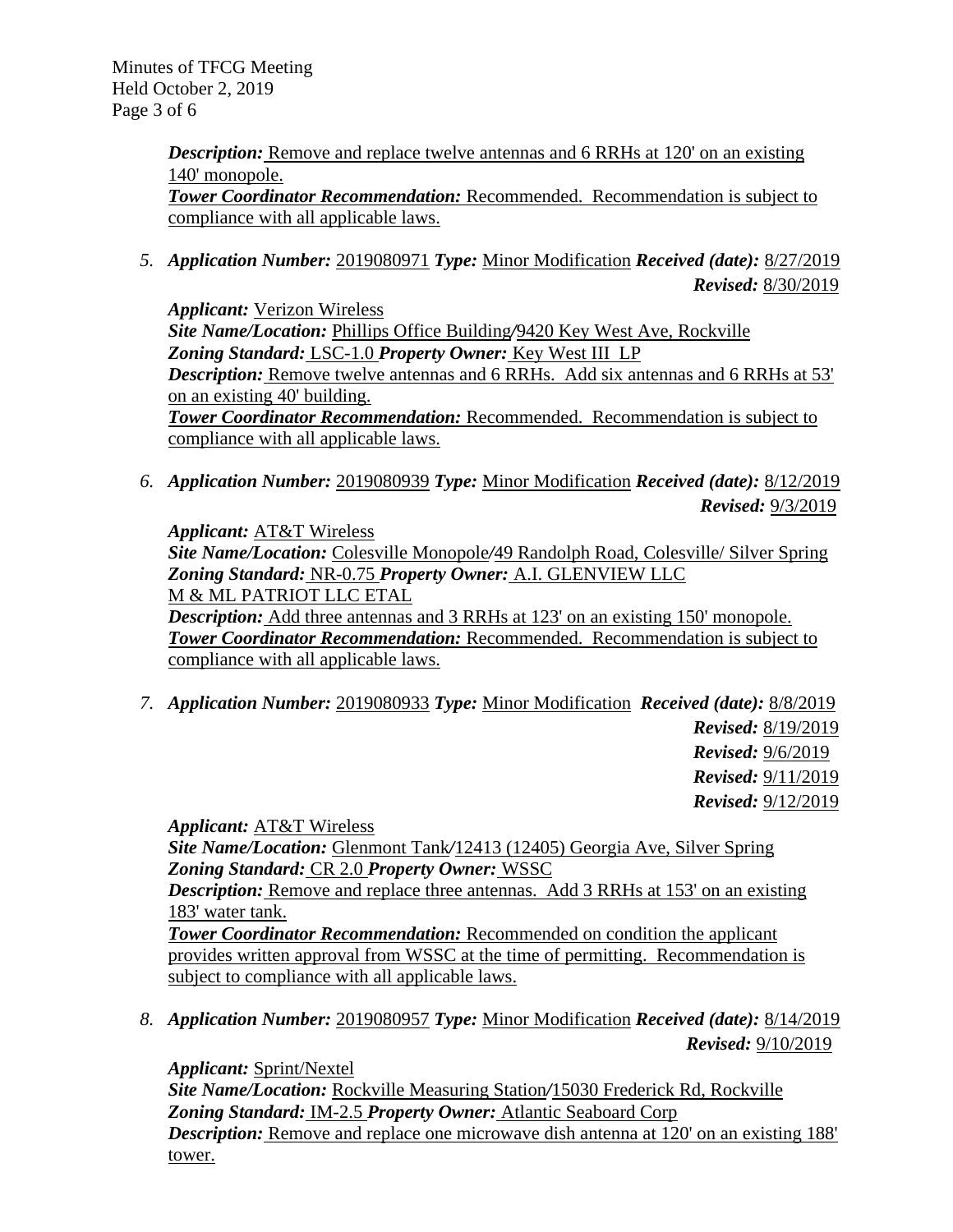***Description:*** Remove and replace twelve antennas and 6 RRHs at 120' on an existing 140' monopole.
***Tower Coordinator Recommendation:*** Recommended. Recommendation is subject to compliance with all applicable laws.

5. ***Application Number:*** 2019080971 ***Type:*** Minor Modification ***Received (date):*** 8/27/2019
***Revised:*** 8/30/2019

***Applicant:*** Verizon Wireless
***Site Name/Location:*** Phillips Office Building/9420 Key West Ave, Rockville
***Zoning Standard:*** LSC-1.0 ***Property Owner:*** Key West III LP
***Description:*** Remove twelve antennas and 6 RRHs. Add six antennas and 6 RRHs at 53' on an existing 40' building.
***Tower Coordinator Recommendation:*** Recommended. Recommendation is subject to compliance with all applicable laws.

6. ***Application Number:*** 2019080939 ***Type:*** Minor Modification ***Received (date):*** 8/12/2019
***Revised:*** 9/3/2019

***Applicant:*** AT&T Wireless
***Site Name/Location:*** Colesville Monopole/49 Randolph Road, Colesville/ Silver Spring
***Zoning Standard:*** NR-0.75 ***Property Owner:*** A.I. GLENVIEW LLC
M & ML PATRIOT LLC ETAL
***Description:*** Add three antennas and 3 RRHs at 123' on an existing 150' monopole.
***Tower Coordinator Recommendation:*** Recommended. Recommendation is subject to compliance with all applicable laws.

7. ***Application Number:*** 2019080933 ***Type:*** Minor Modification ***Received (date):*** 8/8/2019
***Revised:*** 8/19/2019
***Revised:*** 9/6/2019
***Revised:*** 9/11/2019
***Revised:*** 9/12/2019

***Applicant:*** AT&T Wireless
***Site Name/Location:*** Glenmont Tank/12413 (12405) Georgia Ave, Silver Spring
***Zoning Standard:*** CR 2.0 ***Property Owner:*** WSSC
***Description:*** Remove and replace three antennas. Add 3 RRHs at 153' on an existing 183' water tank.
***Tower Coordinator Recommendation:*** Recommended on condition the applicant provides written approval from WSSC at the time of permitting. Recommendation is subject to compliance with all applicable laws.

8. ***Application Number:*** 2019080957 ***Type:*** Minor Modification ***Received (date):*** 8/14/2019
***Revised:*** 9/10/2019

***Applicant:*** Sprint/Nextel
***Site Name/Location:*** Rockville Measuring Station/15030 Frederick Rd, Rockville
***Zoning Standard:*** IM-2.5 ***Property Owner:*** Atlantic Seaboard Corp
***Description:*** Remove and replace one microwave dish antenna at 120' on an existing 188' tower.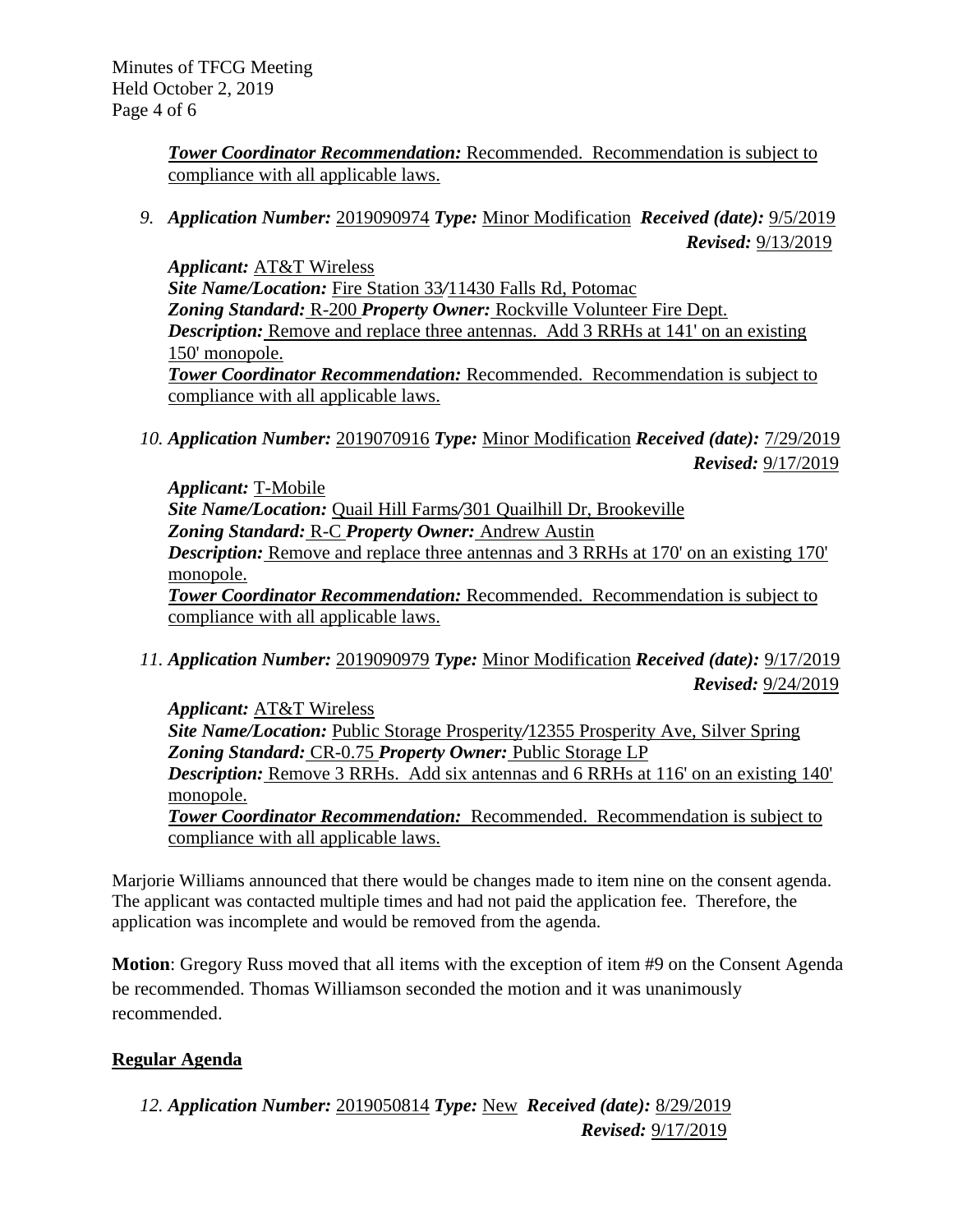***Tower Coordinator Recommendation:*** Recommended. Recommendation is subject to compliance with all applicable laws.

9. ***Application Number:*** 2019090974 ***Type:*** Minor Modification ***Received (date):*** 9/5/2019
***Revised:*** 9/13/2019

***Applicant:*** AT&T Wireless
***Site Name/Location:*** Fire Station 33/11430 Falls Rd, Potomac
***Zoning Standard:*** R-200 ***Property Owner:*** Rockville Volunteer Fire Dept.
***Description:*** Remove and replace three antennas. Add 3 RRHs at 141' on an existing 150' monopole.
***Tower Coordinator Recommendation:*** Recommended. Recommendation is subject to compliance with all applicable laws.

10. ***Application Number:*** 2019070916 ***Type:*** Minor Modification ***Received (date):*** 7/29/2019
***Revised:*** 9/17/2019

***Applicant:*** T-Mobile
***Site Name/Location:*** Quail Hill Farms/301 Quailhill Dr, Brookeville
***Zoning Standard:*** R-C ***Property Owner:*** Andrew Austin
***Description:*** Remove and replace three antennas and 3 RRHs at 170' on an existing 170' monopole.
***Tower Coordinator Recommendation:*** Recommended. Recommendation is subject to compliance with all applicable laws.

11. ***Application Number:*** 2019090979 ***Type:*** Minor Modification ***Received (date):*** 9/17/2019
***Revised:*** 9/24/2019

***Applicant:*** AT&T Wireless
***Site Name/Location:*** Public Storage Prosperity/12355 Prosperity Ave, Silver Spring
***Zoning Standard:*** CR-0.75 ***Property Owner:*** Public Storage LP
***Description:*** Remove 3 RRHs. Add six antennas and 6 RRHs at 116' on an existing 140' monopole.
***Tower Coordinator Recommendation:*** Recommended. Recommendation is subject to compliance with all applicable laws.

Marjorie Williams announced that there would be changes made to item nine on the consent agenda. The applicant was contacted multiple times and had not paid the application fee. Therefore, the application was incomplete and would be removed from the agenda.

**Motion**: Gregory Russ moved that all items with the exception of item #9 on the Consent Agenda be recommended. Thomas Williamson seconded the motion and it was unanimously recommended.

## Regular Agenda

12. ***Application Number:*** 2019050814 ***Type:*** New ***Received (date):*** 8/29/2019
***Revised:*** 9/17/2019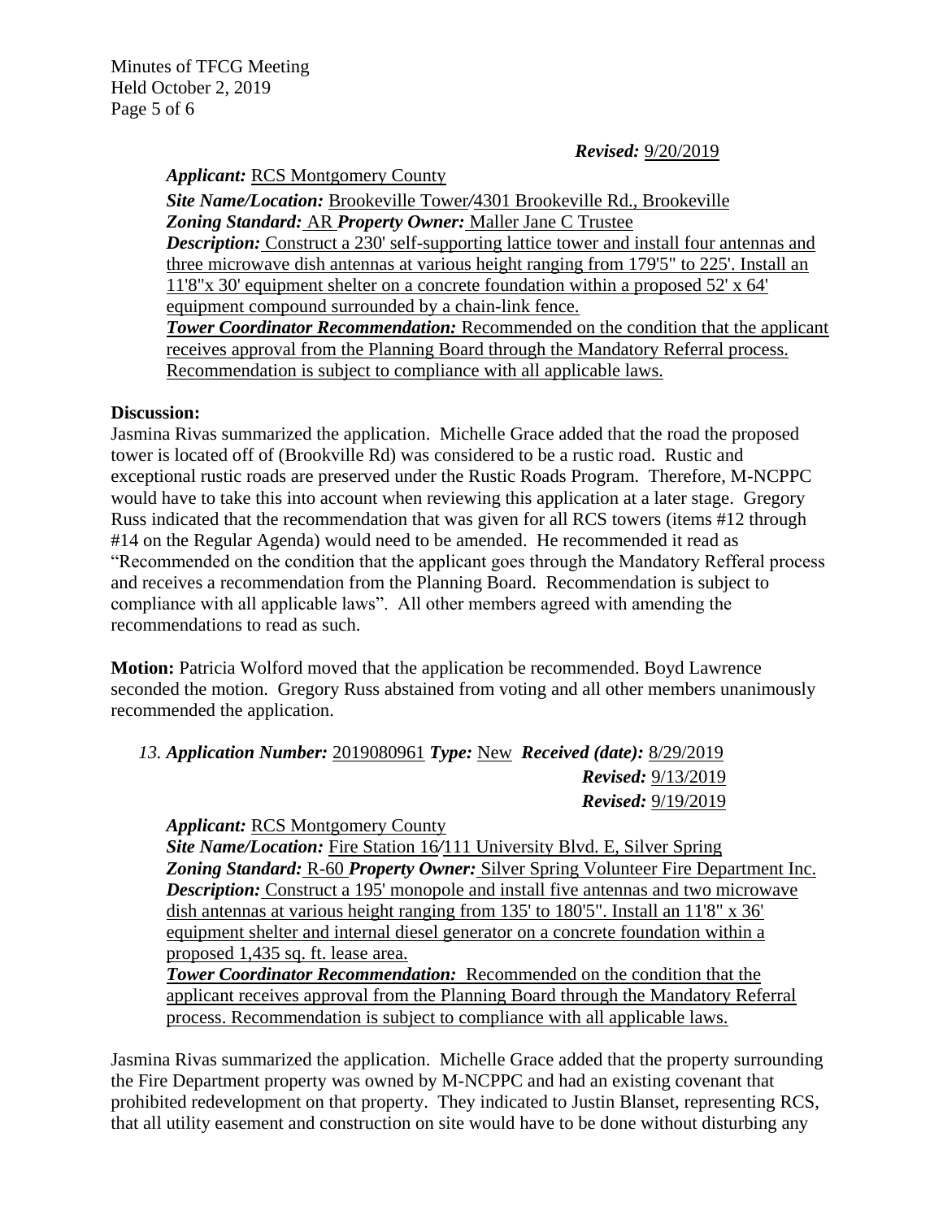***Revised:*** 9/20/2019

***Applicant:*** RCS Montgomery County

***Site Name/Location:*** Brookeville Tower/4301 Brookeville Rd., Brookeville
***Zoning Standard:*** AR ***Property Owner:*** Maller Jane C Trustee
***Description:*** Construct a 230' self-supporting lattice tower and install four antennas and three microwave dish antennas at various height ranging from 179'5" to 225'. Install an 11'8"x 30' equipment shelter on a concrete foundation within a proposed 52' x 64' equipment compound surrounded by a chain-link fence.
***Tower Coordinator Recommendation:*** Recommended on the condition that the applicant receives approval from the Planning Board through the Mandatory Referral process. Recommendation is subject to compliance with all applicable laws.

**Discussion:**
Jasmina Rivas summarized the application. Michelle Grace added that the road the proposed tower is located off of (Brookville Rd) was considered to be a rustic road. Rustic and exceptional rustic roads are preserved under the Rustic Roads Program. Therefore, M-NCPPC would have to take this into account when reviewing this application at a later stage. Gregory Russ indicated that the recommendation that was given for all RCS towers (items #12 through #14 on the Regular Agenda) would need to be amended. He recommended it read as "Recommended on the condition that the applicant goes through the Mandatory Refferal process and receives a recommendation from the Planning Board. Recommendation is subject to compliance with all applicable laws". All other members agreed with amending the recommendations to read as such.

**Motion:** Patricia Wolford moved that the application be recommended. Boyd Lawrence seconded the motion. Gregory Russ abstained from voting and all other members unanimously recommended the application.

13. ***Application Number:*** 2019080961 ***Type:*** New ***Received (date):*** 8/29/2019
***Revised:*** 9/13/2019
***Revised:*** 9/19/2019

***Applicant:*** RCS Montgomery County
***Site Name/Location:*** Fire Station 16/111 University Blvd. E, Silver Spring
***Zoning Standard:*** R-60 ***Property Owner:*** Silver Spring Volunteer Fire Department Inc.
***Description:*** Construct a 195' monopole and install five antennas and two microwave dish antennas at various height ranging from 135' to 180'5". Install an 11'8" x 36' equipment shelter and internal diesel generator on a concrete foundation within a proposed 1,435 sq. ft. lease area.
***Tower Coordinator Recommendation:*** Recommended on the condition that the applicant receives approval from the Planning Board through the Mandatory Referral process. Recommendation is subject to compliance with all applicable laws.

Jasmina Rivas summarized the application. Michelle Grace added that the property surrounding the Fire Department property was owned by M-NCPPC and had an existing covenant that prohibited redevelopment on that property. They indicated to Justin Blanset, representing RCS, that all utility easement and construction on site would have to be done without disturbing any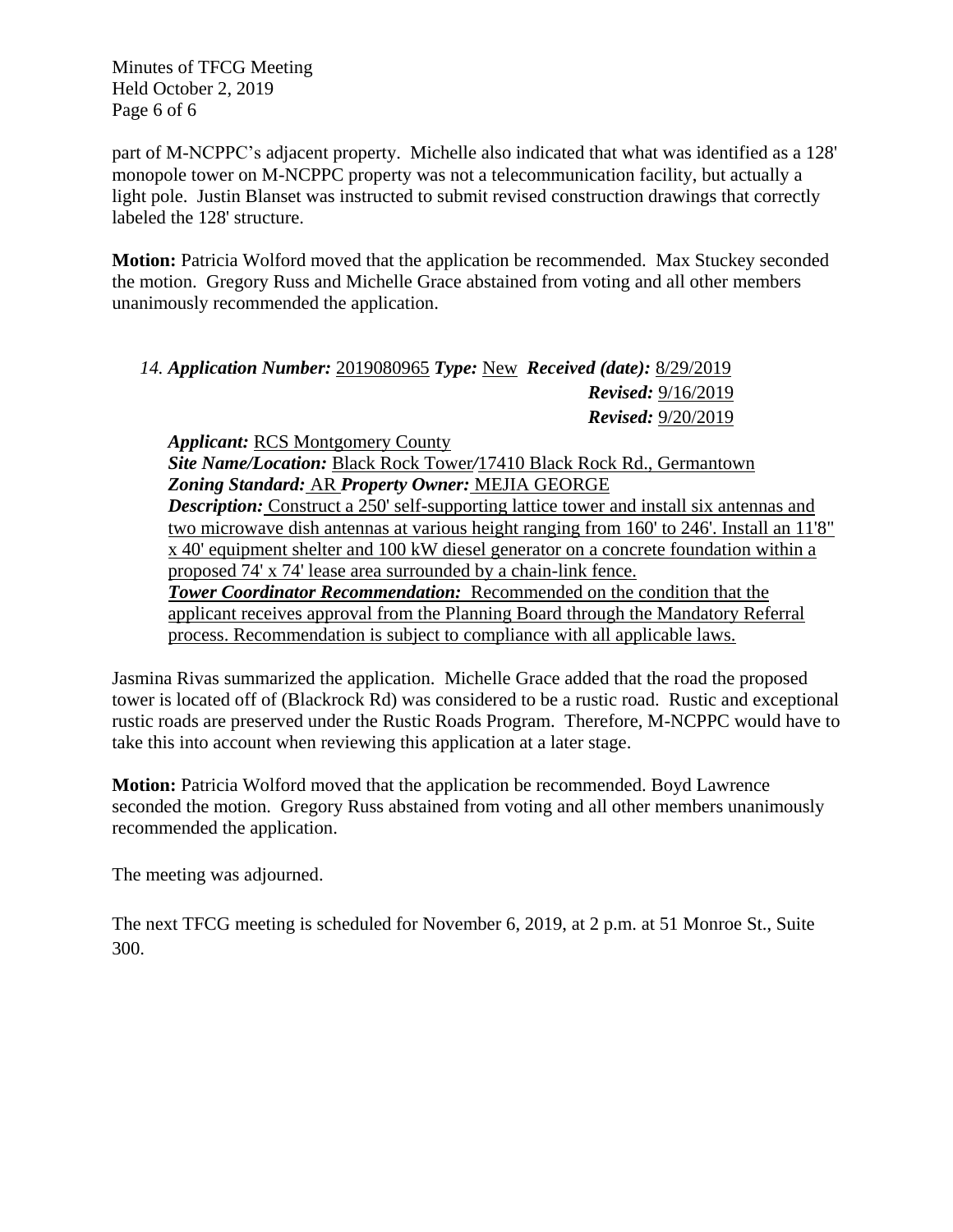part of M-NCPPC's adjacent property. Michelle also indicated that what was identified as a 128' monopole tower on M-NCPPC property was not a telecommunication facility, but actually a light pole. Justin Blanset was instructed to submit revised construction drawings that correctly labeled the 128' structure.

**Motion:** Patricia Wolford moved that the application be recommended. Max Stuckey seconded the motion. Gregory Russ and Michelle Grace abstained from voting and all other members unanimously recommended the application.

14. ***Application Number:*** 2019080965 ***Type:*** New ***Received (date):*** 8/29/2019
***Revised:*** 9/16/2019
***Revised:*** 9/20/2019

***Applicant:*** RCS Montgomery County
***Site Name/Location:*** Black Rock Tower/17410 Black Rock Rd., Germantown
***Zoning Standard:*** AR ***Property Owner:*** MEJIA GEORGE
***Description:*** Construct a 250' self-supporting lattice tower and install six antennas and two microwave dish antennas at various height ranging from 160' to 246'. Install an 11'8" x 40' equipment shelter and 100 kW diesel generator on a concrete foundation within a proposed 74' x 74' lease area surrounded by a chain-link fence.
***Tower Coordinator Recommendation:*** Recommended on the condition that the applicant receives approval from the Planning Board through the Mandatory Referral process. Recommendation is subject to compliance with all applicable laws.

Jasmina Rivas summarized the application. Michelle Grace added that the road the proposed tower is located off of (Blackrock Rd) was considered to be a rustic road. Rustic and exceptional rustic roads are preserved under the Rustic Roads Program. Therefore, M-NCPPC would have to take this into account when reviewing this application at a later stage.

**Motion:** Patricia Wolford moved that the application be recommended. Boyd Lawrence seconded the motion. Gregory Russ abstained from voting and all other members unanimously recommended the application.

The meeting was adjourned.

The next TFCG meeting is scheduled for November 6, 2019, at 2 p.m. at 51 Monroe St., Suite 300.